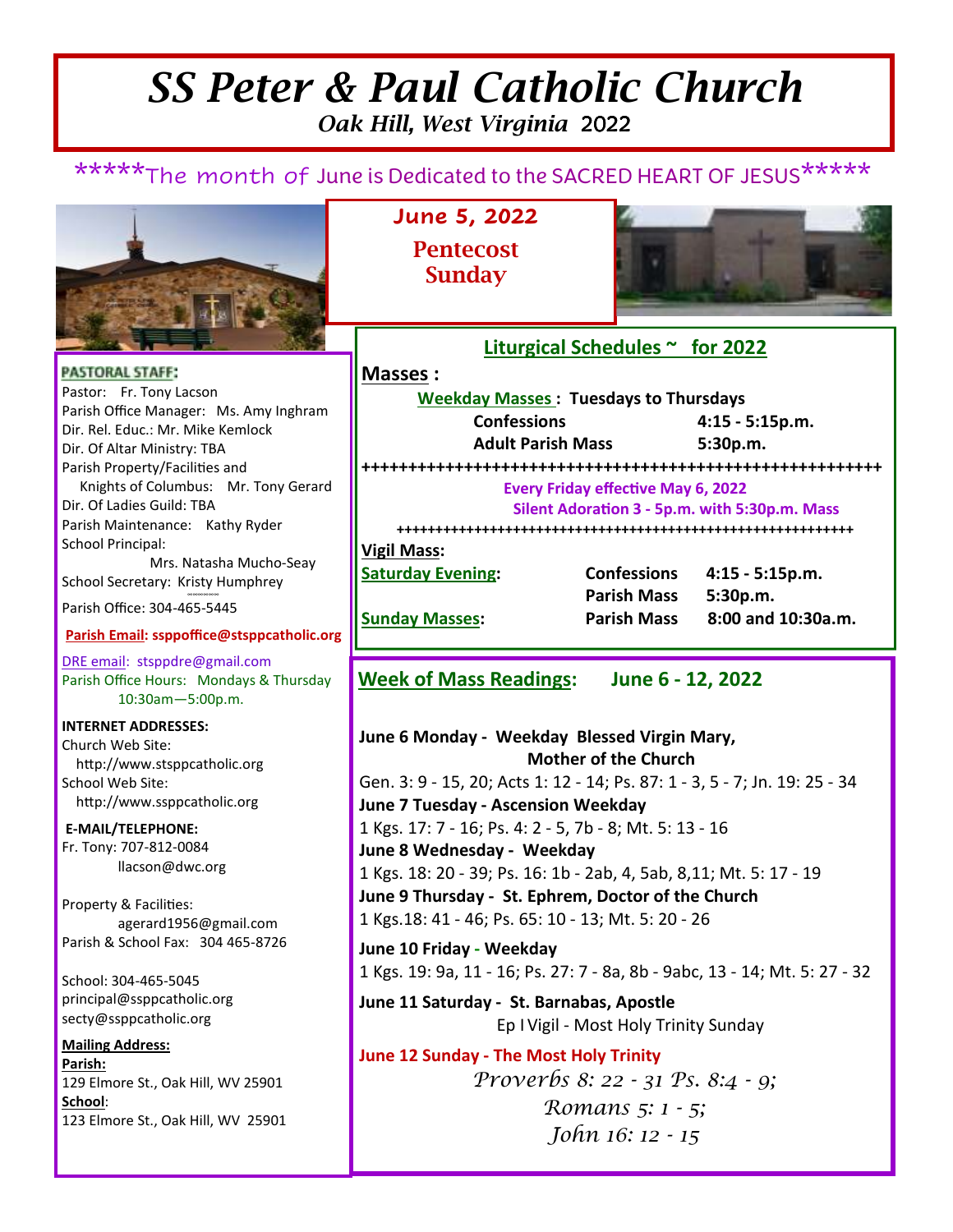# SS Peter & Paul Catholic Church

*Oak Hill, West Virginia* 2022

*****The month of June is Dedicated to the SACRED HEART OF JESUS*****

## June 5, 2022

## Pentecost Sunday

**PASTORAL STAFF:**

Pastor: Fr. Tony Lacson
Parish Office Manager: Ms. Amy Inghram
Dir. Rel. Educ.: Mr. Mike Kemlock
Dir. Of Altar Ministry: TBA
Parish Property/Facilities and
Knights of Columbus: Mr. Tony Gerard
Dir. Of Ladies Guild: TBA
Parish Maintenance: Kathy Ryder
School Principal:
Mrs. Natasha Mucho-Seay
School Secretary: Kristy Humphrey

Parish Office: 304-465-5445

**Parish Email: ssppoffice@stsppcatholic.org**

DRE email: stsppdre@gmail.com
Parish Office Hours: Mondays & Thursday
10:30am—5:00p.m.

**INTERNET ADDRESSES:**
Church Web Site:
http://www.stsppcatholic.org
School Web Site:
http://www.ssppcatholic.org

**E-MAIL/TELEPHONE:**
Fr. Tony: 707-812-0084
llacson@dwc.org

Property & Facilities:
agerard1956@gmail.com
Parish & School Fax: 304 465-8726

School: 304-465-5045
principal@ssppcatholic.org
secty@ssppcatholic.org

**Mailing Address:**
**Parish:**
129 Elmore St., Oak Hill, WV 25901
**School**:
123 Elmore St., Oak Hill, WV 25901

## Liturgical Schedules ~ for 2022

**Masses :**

**Weekday Masses : Tuesdays to Thursdays**

| | |
|---|---|
| **Confessions** | **4:15 - 5:15p.m.** |
| **Adult Parish Mass** | **5:30p.m.** |

++++++++++++++++++++++++++++++++++++++++++++++++++++++++++

**Every Friday effective May 6, 2022**
**Silent Adoration 3 - 5p.m. with 5:30p.m. Mass**

++++++++++++++++++++++++++++++++++++++++++++++++++++++++++

**Vigil Mass:**

| | | |
|---|---|---|
| **Saturday Evening:** | **Confessions** | **4:15 - 5:15p.m.** |
| | **Parish Mass** | **5:30p.m.** |
| **Sunday Masses:** | **Parish Mass** | **8:00 and 10:30a.m.** |

## Week of Mass Readings: June 6 - 12, 2022

**June 6 Monday - Weekday Blessed Virgin Mary, Mother of the Church**
Gen. 3: 9 - 15, 20; Acts 1: 12 - 14; Ps. 87: 1 - 3, 5 - 7; Jn. 19: 25 - 34

**June 7 Tuesday - Ascension Weekday**
1 Kgs. 17: 7 - 16; Ps. 4: 2 - 5, 7b - 8; Mt. 5: 13 - 16

**June 8 Wednesday - Weekday**
1 Kgs. 18: 20 - 39; Ps. 16: 1b - 2ab, 4, 5ab, 8,11; Mt. 5: 17 - 19

**June 9 Thursday - St. Ephrem, Doctor of the Church**
1 Kgs.18: 41 - 46; Ps. 65: 10 - 13; Mt. 5: 20 - 26

**June 10 Friday - Weekday**
1 Kgs. 19: 9a, 11 - 16; Ps. 27: 7 - 8a, 8b - 9abc, 13 - 14; Mt. 5: 27 - 32

**June 11 Saturday - St. Barnabas, Apostle**
Ep I Vigil - Most Holy Trinity Sunday

**June 12 Sunday - The Most Holy Trinity**
*Proverbs 8: 22 - 31 Ps. 8:4 - 9;*
*Romans 5: 1 - 5;*
*John 16: 12 - 15*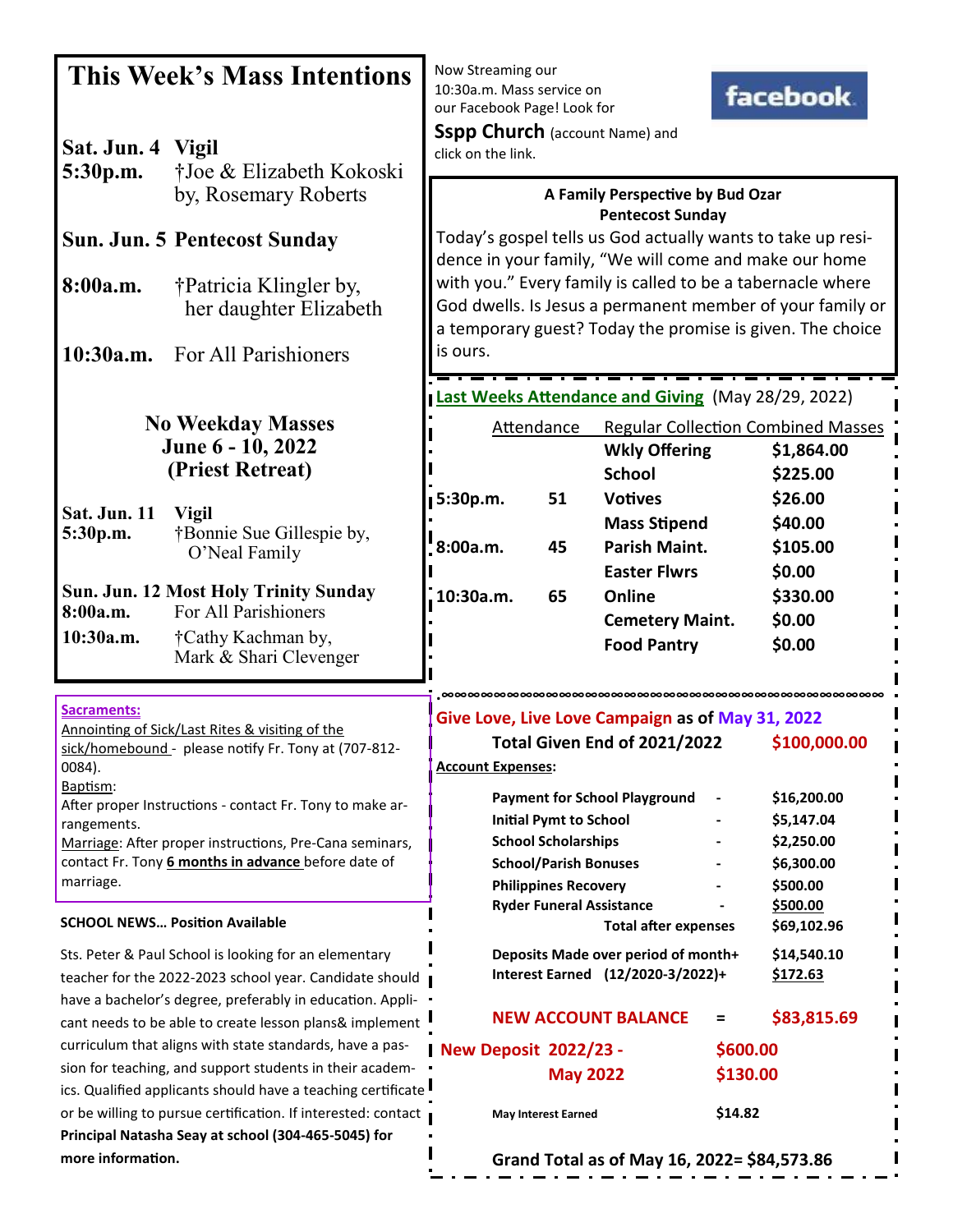# This Week's Mass Intentions

**Sat. Jun. 4 Vigil**
**5:30p.m.** †Joe & Elizabeth Kokoski by, Rosemary Roberts

**Sun. Jun. 5 Pentecost Sunday**

**8:00a.m.** †Patricia Klingler by, her daughter Elizabeth

**10:30a.m.** For All Parishioners

**No Weekday Masses**
**June 6 - 10, 2022**
**(Priest Retreat)**

**Sat. Jun. 11 Vigil**
**5:30p.m.** †Bonnie Sue Gillespie by, O'Neal Family

**Sun. Jun. 12 Most Holy Trinity Sunday**
**8:00a.m.** For All Parishioners
**10:30a.m.** †Cathy Kachman by, Mark & Shari Clevenger

**Sacraments:**

Annointing of Sick/Last Rites & visiting of the sick/homebound - please notify Fr. Tony at (707-812-0084).

Baptism:
After proper Instructions - contact Fr. Tony to make arrangements.

Marriage: After proper instructions, Pre-Cana seminars, contact Fr. Tony **6 months in advance** before date of marriage.

**SCHOOL NEWS… Position Available**

Sts. Peter & Paul School is looking for an elementary teacher for the 2022-2023 school year. Candidate should have a bachelor's degree, preferably in education. Applicant needs to be able to create lesson plans& implement curriculum that aligns with state standards, have a passion for teaching, and support students in their academics. Qualified applicants should have a teaching certificate or be willing to pursue certification. If interested: contact **Principal Natasha Seay at school (304-465-5045) for more information.**

Now Streaming our 10:30a.m. Mass service on our Facebook Page! Look for **Sspp Church** (account Name) and click on the link.

facebook

**A Family Perspective by Bud Ozar**
**Pentecost Sunday**

Today's gospel tells us God actually wants to take up residence in your family, "We will come and make our home with you." Every family is called to be a tabernacle where God dwells. Is Jesus a permanent member of your family or a temporary guest? Today the promise is given. The choice is ours.

**Last Weeks Attendance and Giving** (May 28/29, 2022)

| | Attendance | Regular Collection Combined Masses | |
|---|---|---|---|
| | | **Wkly Offering** | **$1,864.00** |
| | | **School** | **$225.00** |
| **5:30p.m.** | **51** | **Votives** | **$26.00** |
| | | **Mass Stipend** | **$40.00** |
| **8:00a.m.** | **45** | **Parish Maint.** | **$105.00** |
| | | **Easter Flwrs** | **$0.00** |
| **10:30a.m.** | **65** | **Online** | **$330.00** |
| | | **Cemetery Maint.** | **$0.00** |
| | | **Food Pantry** | **$0.00** |

**Give Love, Live Love Campaign as of May 31, 2022**

**Total Given End of 2021/2022 — $100,000.00**

**Account Expenses:**

| Item | | Amount |
|---|---|---|
| **Payment for School Playground** | - | **$16,200.00** |
| **Initial Pymt to School** | - | **$5,147.04** |
| **School Scholarships** | - | **$2,250.00** |
| **School/Parish Bonuses** | - | **$6,300.00** |
| **Philippines Recovery** | - | **$500.00** |
| **Ryder Funeral Assistance** | - | **$500.00** |
| **Total after expenses** | | **$69,102.96** |
| **Deposits Made over period of month+** | | **$14,540.10** |
| **Interest Earned (12/2020-3/2022)+** | | **$172.63** |
| **NEW ACCOUNT BALANCE** | = | **$83,815.69** |

**New Deposit 2022/23 - $600.00**
**May 2022 $130.00**

**May Interest Earned $14.82**

**Grand Total as of May 16, 2022= $84,573.86**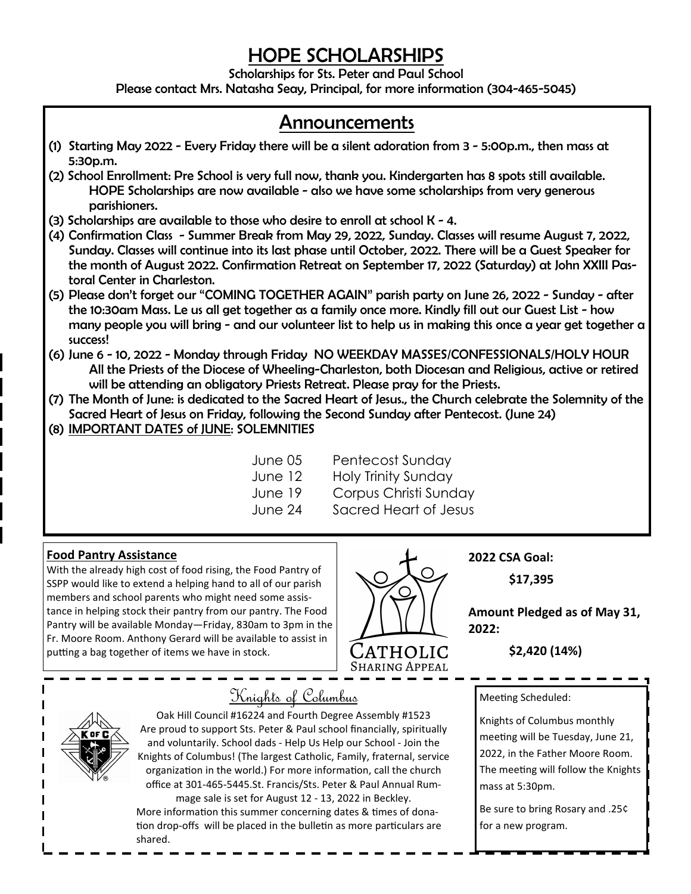# HOPE SCHOLARSHIPS

Scholarships for Sts. Peter and Paul School

Please contact Mrs. Natasha Seay, Principal, for more information (304-465-5045)

## Announcements

(1) Starting May 2022 - Every Friday there will be a silent adoration from 3 - 5:00p.m., then mass at 5:30p.m.

(2) School Enrollment: Pre School is very full now, thank you. Kindergarten has 8 spots still available. HOPE Scholarships are now available - also we have some scholarships from very generous parishioners.

(3) Scholarships are available to those who desire to enroll at school K - 4.

(4) Confirmation Class - Summer Break from May 29, 2022, Sunday. Classes will resume August 7, 2022, Sunday. Classes will continue into its last phase until October, 2022. There will be a Guest Speaker for the month of August 2022. Confirmation Retreat on September 17, 2022 (Saturday) at John XXIII Pastoral Center in Charleston.

(5) Please don't forget our "COMING TOGETHER AGAIN" parish party on June 26, 2022 - Sunday - after the 10:30am Mass. Le us all get together as a family once more. Kindly fill out our Guest List - how many people you will bring - and our volunteer list to help us in making this once a year get together a success!

(6) June 6 - 10, 2022 - Monday through Friday NO WEEKDAY MASSES/CONFESSIONALS/HOLY HOUR All the Priests of the Diocese of Wheeling-Charleston, both Diocesan and Religious, active or retired will be attending an obligatory Priests Retreat. Please pray for the Priests.

(7) The Month of June: is dedicated to the Sacred Heart of Jesus., the Church celebrate the Solemnity of the Sacred Heart of Jesus on Friday, following the Second Sunday after Pentecost. (June 24)

(8) IMPORTANT DATES of JUNE: SOLEMNITIES

| | |
|---|---|
| June 05 | Pentecost Sunday |
| June 12 | Holy Trinity Sunday |
| June 19 | Corpus Christi Sunday |
| June 24 | Sacred Heart of Jesus |

**Food Pantry Assistance**

With the already high cost of food rising, the Food Pantry of SSPP would like to extend a helping hand to all of our parish members and school parents who might need some assistance in helping stock their pantry from our pantry. The Food Pantry will be available Monday—Friday, 830am to 3pm in the Fr. Moore Room. Anthony Gerard will be available to assist in putting a bag together of items we have in stock.

Catholic Sharing Appeal

**2022 CSA Goal:**

**$17,395**

**Amount Pledged as of May 31, 2022:**

**$2,420 (14%)**

## Knights of Columbus

Oak Hill Council #16224 and Fourth Degree Assembly #1523 Are proud to support Sts. Peter & Paul school financially, spiritually and voluntarily. School dads - Help Us Help our School - Join the Knights of Columbus! (The largest Catholic, Family, fraternal, service organization in the world.) For more information, call the church office at 301-465-5445.St. Francis/Sts. Peter & Paul Annual Rummage sale is set for August 12 - 13, 2022 in Beckley. More information this summer concerning dates & times of donation drop-offs will be placed in the bulletin as more particulars are shared.

Meeting Scheduled:

Knights of Columbus monthly meeting will be Tuesday, June 21, 2022, in the Father Moore Room. The meeting will follow the Knights mass at 5:30pm.

Be sure to bring Rosary and .25¢ for a new program.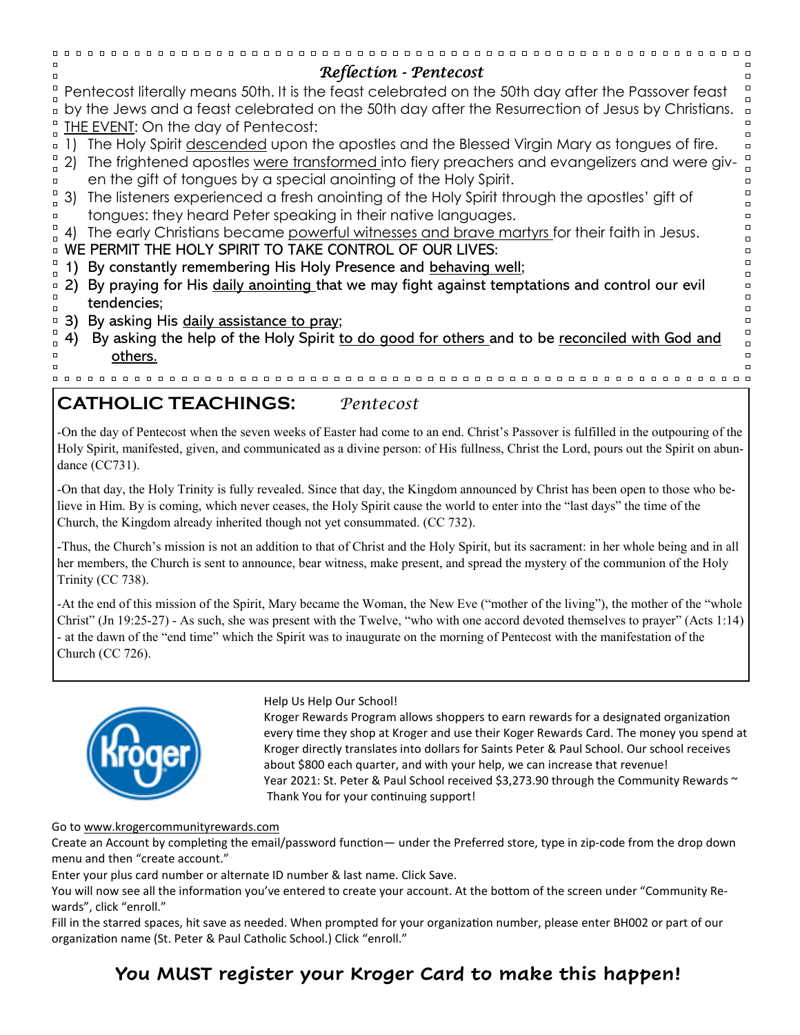## *Reflection - Pentecost*

Pentecost literally means 50th. It is the feast celebrated on the 50th day after the Passover feast by the Jews and a feast celebrated on the 50th day after the Resurrection of Jesus by Christians.

THE EVENT: On the day of Pentecost:

1) The Holy Spirit descended upon the apostles and the Blessed Virgin Mary as tongues of fire.
2) The frightened apostles were transformed into fiery preachers and evangelizers and were given the gift of tongues by a special anointing of the Holy Spirit.
3) The listeners experienced a fresh anointing of the Holy Spirit through the apostles' gift of tongues: they heard Peter speaking in their native languages.
4) The early Christians became powerful witnesses and brave martyrs for their faith in Jesus.

**WE PERMIT THE HOLY SPIRIT TO TAKE CONTROL OF OUR LIVES:**

1) **By constantly remembering His Holy Presence and behaving well;**
2) **By praying for His daily anointing that we may fight against temptations and control our evil tendencies;**
3) **By asking His daily assistance to pray;**
4) **By asking the help of the Holy Spirit to do good for others and to be reconciled with God and others.**

## CATHOLIC TEACHINGS: *Pentecost*

-On the day of Pentecost when the seven weeks of Easter had come to an end. Christ's Passover is fulfilled in the outpouring of the Holy Spirit, manifested, given, and communicated as a divine person: of His fullness, Christ the Lord, pours out the Spirit on abundance (CC731).

-On that day, the Holy Trinity is fully revealed. Since that day, the Kingdom announced by Christ has been open to those who believe in Him. By is coming, which never ceases, the Holy Spirit cause the world to enter into the "last days" the time of the Church, the Kingdom already inherited though not yet consummated. (CC 732).

-Thus, the Church's mission is not an addition to that of Christ and the Holy Spirit, but its sacrament: in her whole being and in all her members, the Church is sent to announce, bear witness, make present, and spread the mystery of the communion of the Holy Trinity (CC 738).

-At the end of this mission of the Spirit, Mary became the Woman, the New Eve ("mother of the living"), the mother of the "whole Christ" (Jn 19:25-27) - As such, she was present with the Twelve, "who with one accord devoted themselves to prayer" (Acts 1:14) - at the dawn of the "end time" which the Spirit was to inaugurate on the morning of Pentecost with the manifestation of the Church (CC 726).

Kroger

Help Us Help Our School!

Kroger Rewards Program allows shoppers to earn rewards for a designated organization every time they shop at Kroger and use their Koger Rewards Card. The money you spend at Kroger directly translates into dollars for Saints Peter & Paul School. Our school receives about $800 each quarter, and with your help, we can increase that revenue!

Year 2021: St. Peter & Paul School received $3,273.90 through the Community Rewards ~ Thank You for your continuing support!

Go to www.krogercommunityrewards.com

Create an Account by completing the email/password function— under the Preferred store, type in zip-code from the drop down menu and then "create account."

Enter your plus card number or alternate ID number & last name. Click Save.

You will now see all the information you've entered to create your account. At the bottom of the screen under "Community Rewards", click "enroll."

Fill in the starred spaces, hit save as needed. When prompted for your organization number, please enter BH002 or part of our organization name (St. Peter & Paul Catholic School.) Click "enroll."

**You MUST register your Kroger Card to make this happen!**